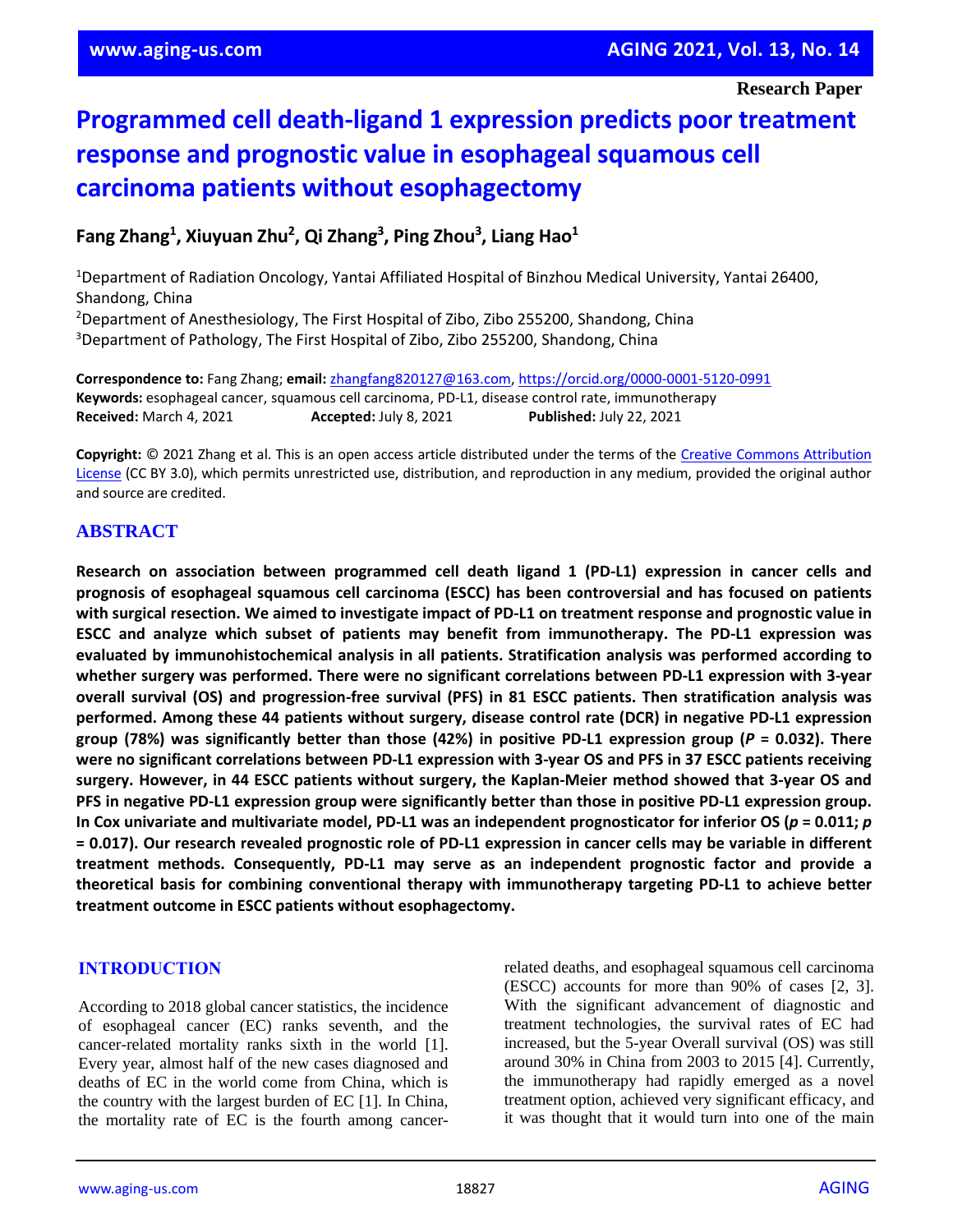Research Paper

# Programmed cell death-ligand 1 expression predicts poor treatment response and prognostic value in esophageal squamous cell carcinoma patients without esophagectomy

**Fang Zhang[1], Xiuyuan Zhu[2], Qi Zhang[3], Ping Zhou[3], Liang Hao[1]**

[1]Department of Radiation Oncology, Yantai Affiliated Hospital of Binzhou Medical University, Yantai 26400, Shandong, China
[2]Department of Anesthesiology, The First Hospital of Zibo, Zibo 255200, Shandong, China
[3]Department of Pathology, The First Hospital of Zibo, Zibo 255200, Shandong, China

**Correspondence to:** Fang Zhang; **email:** zhangfang820127@163.com, https://orcid.org/0000-0001-5120-0991
**Keywords:** esophageal cancer, squamous cell carcinoma, PD-L1, disease control rate, immunotherapy
**Received:** March 4, 2021 **Accepted:** July 8, 2021 **Published:** July 22, 2021

**Copyright:** © 2021 Zhang et al. This is an open access article distributed under the terms of the Creative Commons Attribution License (CC BY 3.0), which permits unrestricted use, distribution, and reproduction in any medium, provided the original author and source are credited.

## ABSTRACT

**Research on association between programmed cell death ligand 1 (PD-L1) expression in cancer cells and prognosis of esophageal squamous cell carcinoma (ESCC) has been controversial and has focused on patients with surgical resection. We aimed to investigate impact of PD-L1 on treatment response and prognostic value in ESCC and analyze which subset of patients may benefit from immunotherapy. The PD-L1 expression was evaluated by immunohistochemical analysis in all patients. Stratification analysis was performed according to whether surgery was performed. There were no significant correlations between PD-L1 expression with 3-year overall survival (OS) and progression-free survival (PFS) in 81 ESCC patients. Then stratification analysis was performed. Among these 44 patients without surgery, disease control rate (DCR) in negative PD-L1 expression group (78%) was significantly better than those (42%) in positive PD-L1 expression group (*P* = 0.032). There were no significant correlations between PD-L1 expression with 3-year OS and PFS in 37 ESCC patients receiving surgery. However, in 44 ESCC patients without surgery, the Kaplan-Meier method showed that 3-year OS and PFS in negative PD-L1 expression group were significantly better than those in positive PD-L1 expression group. In Cox univariate and multivariate model, PD-L1 was an independent prognosticator for inferior OS (*p* = 0.011; *p* = 0.017). Our research revealed prognostic role of PD-L1 expression in cancer cells may be variable in different treatment methods. Consequently, PD-L1 may serve as an independent prognostic factor and provide a theoretical basis for combining conventional therapy with immunotherapy targeting PD-L1 to achieve better treatment outcome in ESCC patients without esophagectomy.**

## INTRODUCTION

According to 2018 global cancer statistics, the incidence of esophageal cancer (EC) ranks seventh, and the cancer-related mortality ranks sixth in the world [1]. Every year, almost half of the new cases diagnosed and deaths of EC in the world come from China, which is the country with the largest burden of EC [1]. In China, the mortality rate of EC is the fourth among cancer-related deaths, and esophageal squamous cell carcinoma (ESCC) accounts for more than 90% of cases [2, 3]. With the significant advancement of diagnostic and treatment technologies, the survival rates of EC had increased, but the 5-year Overall survival (OS) was still around 30% in China from 2003 to 2015 [4]. Currently, the immunotherapy had rapidly emerged as a novel treatment option, achieved very significant efficacy, and it was thought that it would turn into one of the main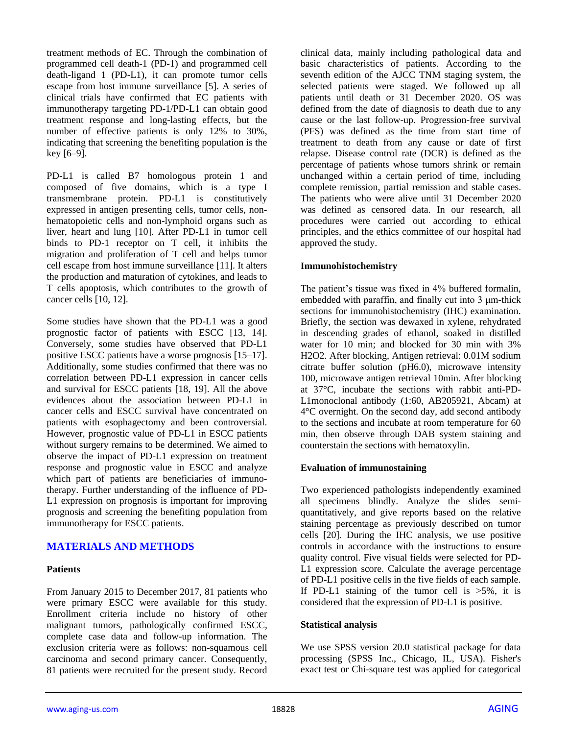treatment methods of EC. Through the combination of programmed cell death-1 (PD-1) and programmed cell death-ligand 1 (PD-L1), it can promote tumor cells escape from host immune surveillance [5]. A series of clinical trials have confirmed that EC patients with immunotherapy targeting PD-1/PD-L1 can obtain good treatment response and long-lasting effects, but the number of effective patients is only 12% to 30%, indicating that screening the benefiting population is the key [6–9].

PD-L1 is called B7 homologous protein 1 and composed of five domains, which is a type I transmembrane protein. PD-L1 is constitutively expressed in antigen presenting cells, tumor cells, non-hematopoietic cells and non-lymphoid organs such as liver, heart and lung [10]. After PD-L1 in tumor cell binds to PD-1 receptor on T cell, it inhibits the migration and proliferation of T cell and helps tumor cell escape from host immune surveillance [11]. It alters the production and maturation of cytokines, and leads to T cells apoptosis, which contributes to the growth of cancer cells [10, 12].

Some studies have shown that the PD-L1 was a good prognostic factor of patients with ESCC [13, 14]. Conversely, some studies have observed that PD-L1 positive ESCC patients have a worse prognosis [15–17]. Additionally, some studies confirmed that there was no correlation between PD-L1 expression in cancer cells and survival for ESCC patients [18, 19]. All the above evidences about the association between PD-L1 in cancer cells and ESCC survival have concentrated on patients with esophagectomy and been controversial. However, prognostic value of PD-L1 in ESCC patients without surgery remains to be determined. We aimed to observe the impact of PD-L1 expression on treatment response and prognostic value in ESCC and analyze which part of patients are beneficiaries of immunotherapy. Further understanding of the influence of PD-L1 expression on prognosis is important for improving prognosis and screening the benefiting population from immunotherapy for ESCC patients.

## MATERIALS AND METHODS

### Patients

From January 2015 to December 2017, 81 patients who were primary ESCC were available for this study. Enrollment criteria include no history of other malignant tumors, pathologically confirmed ESCC, complete case data and follow-up information. The exclusion criteria were as follows: non-squamous cell carcinoma and second primary cancer. Consequently, 81 patients were recruited for the present study. Record clinical data, mainly including pathological data and basic characteristics of patients. According to the seventh edition of the AJCC TNM staging system, the selected patients were staged. We followed up all patients until death or 31 December 2020. OS was defined from the date of diagnosis to death due to any cause or the last follow-up. Progression-free survival (PFS) was defined as the time from start time of treatment to death from any cause or date of first relapse. Disease control rate (DCR) is defined as the percentage of patients whose tumors shrink or remain unchanged within a certain period of time, including complete remission, partial remission and stable cases. The patients who were alive until 31 December 2020 was defined as censored data. In our research, all procedures were carried out according to ethical principles, and the ethics committee of our hospital had approved the study.

### Immunohistochemistry

The patient's tissue was fixed in 4% buffered formalin, embedded with paraffin, and finally cut into 3 μm-thick sections for immunohistochemistry (IHC) examination. Briefly, the section was dewaxed in xylene, rehydrated in descending grades of ethanol, soaked in distilled water for 10 min; and blocked for 30 min with 3% $H_2O_2$. After blocking, Antigen retrieval: 0.01M sodium citrate buffer solution (pH6.0), microwave intensity 100, microwave antigen retrieval 10min. After blocking at 37°C, incubate the sections with rabbit anti-PD-L1monoclonal antibody (1:60, AB205921, Abcam) at 4°C overnight. On the second day, add second antibody to the sections and incubate at room temperature for 60 min, then observe through DAB system staining and counterstain the sections with hematoxylin.

### Evaluation of immunostaining

Two experienced pathologists independently examined all specimens blindly. Analyze the slides semi-quantitatively, and give reports based on the relative staining percentage as previously described on tumor cells [20]. During the IHC analysis, we use positive controls in accordance with the instructions to ensure quality control. Five visual fields were selected for PD-L1 expression score. Calculate the average percentage of PD-L1 positive cells in the five fields of each sample. If PD-L1 staining of the tumor cell is >5%, it is considered that the expression of PD-L1 is positive.

### Statistical analysis

We use SPSS version 20.0 statistical package for data processing (SPSS Inc., Chicago, IL, USA). Fisher's exact test or Chi-square test was applied for categorical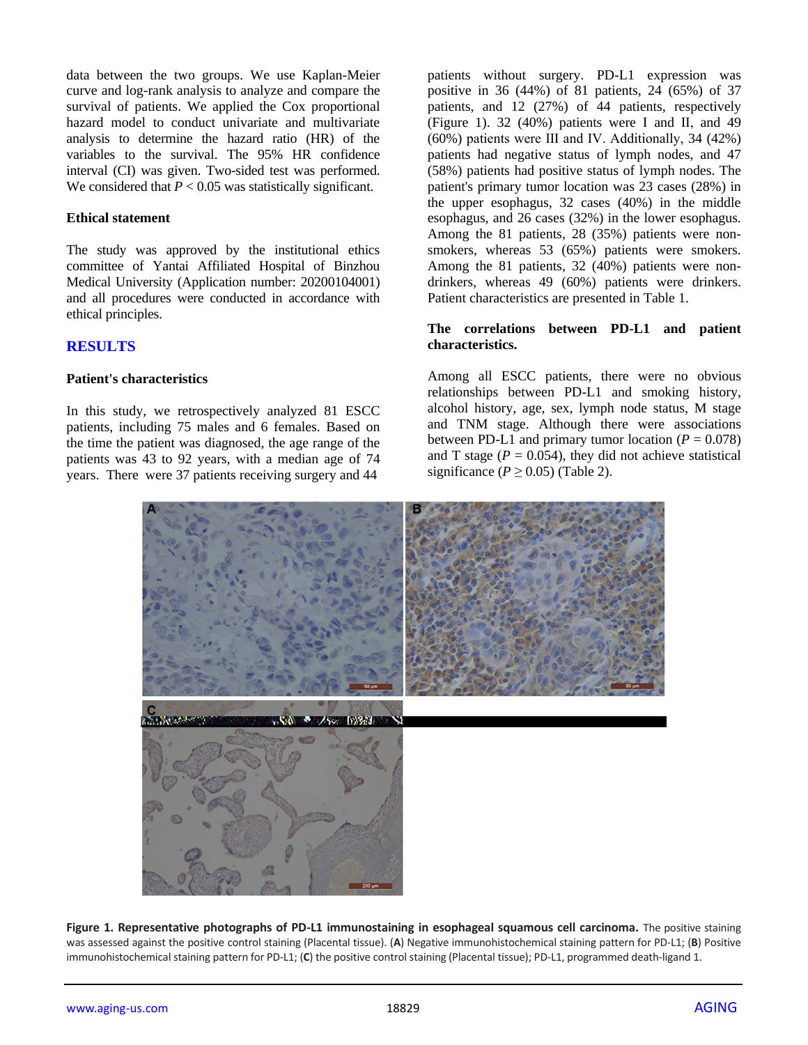data between the two groups. We use Kaplan-Meier curve and log-rank analysis to analyze and compare the survival of patients. We applied the Cox proportional hazard model to conduct univariate and multivariate analysis to determine the hazard ratio (HR) of the variables to the survival. The 95% HR confidence interval (CI) was given. Two-sided test was performed. We considered that $P < 0.05$ was statistically significant.

### Ethical statement

The study was approved by the institutional ethics committee of Yantai Affiliated Hospital of Binzhou Medical University (Application number: 20200104001) and all procedures were conducted in accordance with ethical principles.

## RESULTS

### Patient's characteristics

In this study, we retrospectively analyzed 81 ESCC patients, including 75 males and 6 females. Based on the time the patient was diagnosed, the age range of the patients was 43 to 92 years, with a median age of 74 years. There were 37 patients receiving surgery and 44 patients without surgery. PD-L1 expression was positive in 36 (44%) of 81 patients, 24 (65%) of 37 patients, and 12 (27%) of 44 patients, respectively (Figure 1). 32 (40%) patients were I and II, and 49 (60%) patients were III and IV. Additionally, 34 (42%) patients had negative status of lymph nodes, and 47 (58%) patients had positive status of lymph nodes. The patient's primary tumor location was 23 cases (28%) in the upper esophagus, 32 cases (40%) in the middle esophagus, and 26 cases (32%) in the lower esophagus. Among the 81 patients, 28 (35%) patients were non-smokers, whereas 53 (65%) patients were smokers. Among the 81 patients, 32 (40%) patients were non-drinkers, whereas 49 (60%) patients were drinkers. Patient characteristics are presented in Table 1.

### The correlations between PD-L1 and patient characteristics.

Among all ESCC patients, there were no obvious relationships between PD-L1 and smoking history, alcohol history, age, sex, lymph node status, M stage and TNM stage. Although there were associations between PD-L1 and primary tumor location ($P = 0.078$) and T stage ($P = 0.054$), they did not achieve statistical significance ($P \geq 0.05$) (Table 2).

**Figure 1. Representative photographs of PD-L1 immunostaining in esophageal squamous cell carcinoma.** The positive staining was assessed against the positive control staining (Placental tissue). (**A**) Negative immunohistochemical staining pattern for PD-L1; (**B**) Positive immunohistochemical staining pattern for PD-L1; (**C**) the positive control staining (Placental tissue); PD-L1, programmed death-ligand 1.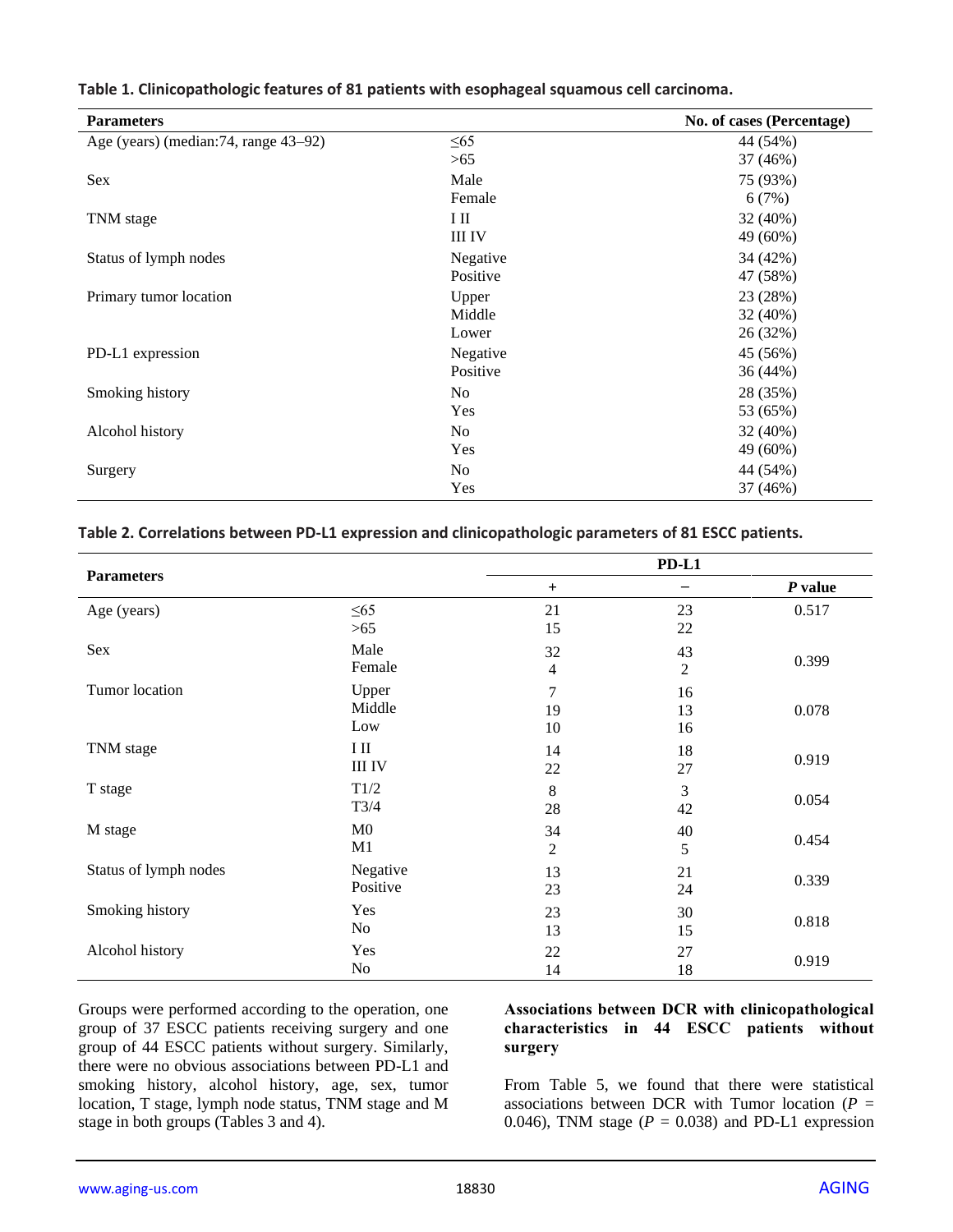**Table 1. Clinicopathologic features of 81 patients with esophageal squamous cell carcinoma.**

| Parameters | | No. of cases (Percentage) |
|---|---|---|
| Age (years) (median:74, range 43–92) | ≤65 | 44 (54%) |
| | >65 | 37 (46%) |
| Sex | Male | 75 (93%) |
| | Female | 6 (7%) |
| TNM stage | I II | 32 (40%) |
| | III IV | 49 (60%) |
| Status of lymph nodes | Negative | 34 (42%) |
| | Positive | 47 (58%) |
| Primary tumor location | Upper | 23 (28%) |
| | Middle | 32 (40%) |
| | Lower | 26 (32%) |
| PD-L1 expression | Negative | 45 (56%) |
| | Positive | 36 (44%) |
| Smoking history | No | 28 (35%) |
| | Yes | 53 (65%) |
| Alcohol history | No | 32 (40%) |
| | Yes | 49 (60%) |
| Surgery | No | 44 (54%) |
| | Yes | 37 (46%) |

**Table 2. Correlations between PD-L1 expression and clinicopathologic parameters of 81 ESCC patients.**

| Parameters | | PD-L1 | | |
|---|---|---|---|---|
| | | + | − | *P* value |
| Age (years) | ≤65 | 21 | 23 | 0.517 |
| | >65 | 15 | 22 | |
| Sex | Male | 32 | 43 | 0.399 |
| | Female | 4 | 2 | |
| Tumor location | Upper | 7 | 16 | |
| | Middle | 19 | 13 | 0.078 |
| | Low | 10 | 16 | |
| TNM stage | I II | 14 | 18 | 0.919 |
| | III IV | 22 | 27 | |
| T stage | T1/2 | 8 | 3 | 0.054 |
| | T3/4 | 28 | 42 | |
| M stage | M0 | 34 | 40 | 0.454 |
| | M1 | 2 | 5 | |
| Status of lymph nodes | Negative | 13 | 21 | 0.339 |
| | Positive | 23 | 24 | |
| Smoking history | Yes | 23 | 30 | 0.818 |
| | No | 13 | 15 | |
| Alcohol history | Yes | 22 | 27 | 0.919 |
| | No | 14 | 18 | |

Groups were performed according to the operation, one group of 37 ESCC patients receiving surgery and one group of 44 ESCC patients without surgery. Similarly, there were no obvious associations between PD-L1 and smoking history, alcohol history, age, sex, tumor location, T stage, lymph node status, TNM stage and M stage in both groups (Tables 3 and 4).

### Associations between DCR with clinicopathological characteristics in 44 ESCC patients without surgery

From Table 5, we found that there were statistical associations between DCR with Tumor location ($P$ = 0.046), TNM stage ($P$ = 0.038) and PD-L1 expression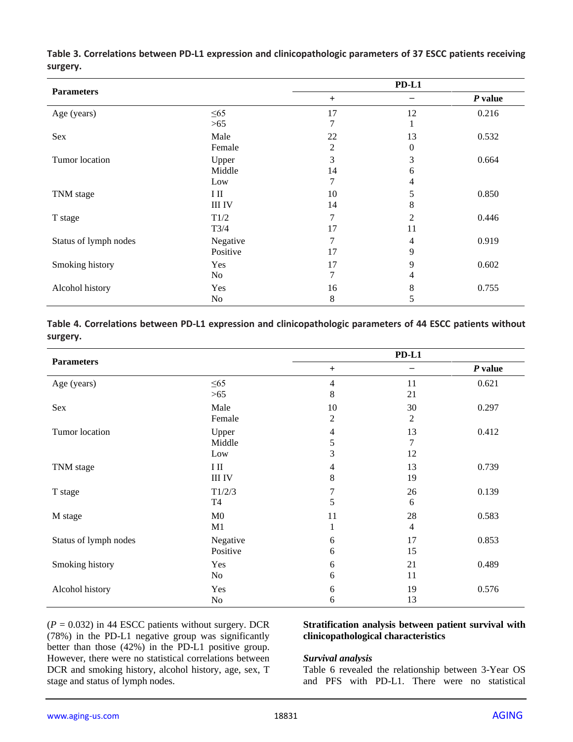**Table 3. Correlations between PD-L1 expression and clinicopathologic parameters of 37 ESCC patients receiving surgery.**

| Parameters | | PD-L1 | | |
|---|---|---|---|---|
| | | + | − | *P* value |
| Age (years) | ≤65 | 17 | 12 | 0.216 |
| | >65 | 7 | 1 | |
| Sex | Male | 22 | 13 | 0.532 |
| | Female | 2 | 0 | |
| Tumor location | Upper | 3 | 3 | 0.664 |
| | Middle | 14 | 6 | |
| | Low | 7 | 4 | |
| TNM stage | I II | 10 | 5 | 0.850 |
| | III IV | 14 | 8 | |
| T stage | T1/2 | 7 | 2 | 0.446 |
| | T3/4 | 17 | 11 | |
| Status of lymph nodes | Negative | 7 | 4 | 0.919 |
| | Positive | 17 | 9 | |
| Smoking history | Yes | 17 | 9 | 0.602 |
| | No | 7 | 4 | |
| Alcohol history | Yes | 16 | 8 | 0.755 |
| | No | 8 | 5 | |

**Table 4. Correlations between PD-L1 expression and clinicopathologic parameters of 44 ESCC patients without surgery.**

| Parameters | | PD-L1 | | |
|---|---|---|---|---|
| | | + | − | *P* value |
| Age (years) | ≤65 | 4 | 11 | 0.621 |
| | >65 | 8 | 21 | |
| Sex | Male | 10 | 30 | 0.297 |
| | Female | 2 | 2 | |
| Tumor location | Upper | 4 | 13 | 0.412 |
| | Middle | 5 | 7 | |
| | Low | 3 | 12 | |
| TNM stage | I II | 4 | 13 | 0.739 |
| | III IV | 8 | 19 | |
| T stage | T1/2/3 | 7 | 26 | 0.139 |
| | T4 | 5 | 6 | |
| M stage | M0 | 11 | 28 | 0.583 |
| | M1 | 1 | 4 | |
| Status of lymph nodes | Negative | 6 | 17 | 0.853 |
| | Positive | 6 | 15 | |
| Smoking history | Yes | 6 | 21 | 0.489 |
| | No | 6 | 11 | |
| Alcohol history | Yes | 6 | 19 | 0.576 |
| | No | 6 | 13 | |

($P = 0.032$) in 44 ESCC patients without surgery. DCR (78%) in the PD-L1 negative group was significantly better than those (42%) in the PD-L1 positive group. However, there were no statistical correlations between DCR and smoking history, alcohol history, age, sex, T stage and status of lymph nodes.

### Stratification analysis between patient survival with clinicopathological characteristics

#### *Survival analysis*

Table 6 revealed the relationship between 3-Year OS and PFS with PD-L1. There were no statistical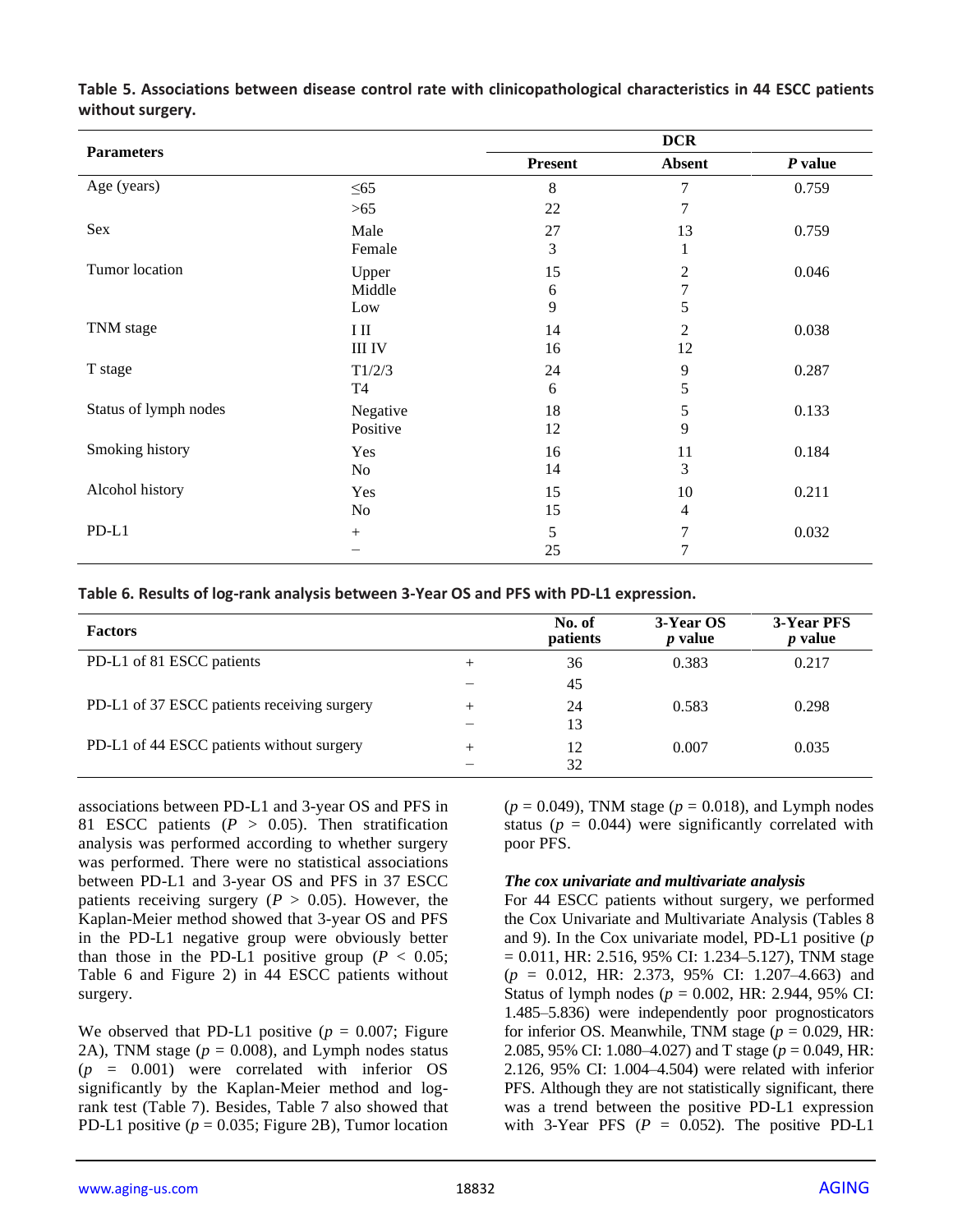**Table 5. Associations between disease control rate with clinicopathological characteristics in 44 ESCC patients without surgery.**

| Parameters | | DCR | | |
|---|---|---|---|---|
| | | Present | Absent | *P* value |
| Age (years) | ≤65 | 8 | 7 | 0.759 |
| | >65 | 22 | 7 | |
| Sex | Male | 27 | 13 | 0.759 |
| | Female | 3 | 1 | |
| Tumor location | Upper | 15 | 2 | 0.046 |
| | Middle | 6 | 7 | |
| | Low | 9 | 5 | |
| TNM stage | I II | 14 | 2 | 0.038 |
| | III IV | 16 | 12 | |
| T stage | T1/2/3 | 24 | 9 | 0.287 |
| | T4 | 6 | 5 | |
| Status of lymph nodes | Negative | 18 | 5 | 0.133 |
| | Positive | 12 | 9 | |
| Smoking history | Yes | 16 | 11 | 0.184 |
| | No | 14 | 3 | |
| Alcohol history | Yes | 15 | 10 | 0.211 |
| | No | 15 | 4 | |
| PD-L1 | + | 5 | 7 | 0.032 |
| | − | 25 | 7 | |

**Table 6. Results of log-rank analysis between 3-Year OS and PFS with PD-L1 expression.**

| Factors | | No. of patients | 3-Year OS *p* value | 3-Year PFS *p* value |
|---|---|---|---|---|
| PD-L1 of 81 ESCC patients | + | 36 | 0.383 | 0.217 |
| | − | 45 | | |
| PD-L1 of 37 ESCC patients receiving surgery | + | 24 | 0.583 | 0.298 |
| | − | 13 | | |
| PD-L1 of 44 ESCC patients without surgery | + | 12 | 0.007 | 0.035 |
| | − | 32 | | |

associations between PD-L1 and 3-year OS and PFS in 81 ESCC patients ($P > 0.05$). Then stratification analysis was performed according to whether surgery was performed. There were no statistical associations between PD-L1 and 3-year OS and PFS in 37 ESCC patients receiving surgery ($P > 0.05$). However, the Kaplan-Meier method showed that 3-year OS and PFS in the PD-L1 negative group were obviously better than those in the PD-L1 positive group ($P < 0.05$; Table 6 and Figure 2) in 44 ESCC patients without surgery.

We observed that PD-L1 positive ($p = 0.007$; Figure 2A), TNM stage ($p = 0.008$), and Lymph nodes status ($p = 0.001$) were correlated with inferior OS significantly by the Kaplan-Meier method and log-rank test (Table 7). Besides, Table 7 also showed that PD-L1 positive ($p = 0.035$; Figure 2B), Tumor location ($p = 0.049$), TNM stage ($p = 0.018$), and Lymph nodes status ($p = 0.044$) were significantly correlated with poor PFS.

***The cox univariate and multivariate analysis***

For 44 ESCC patients without surgery, we performed the Cox Univariate and Multivariate Analysis (Tables 8 and 9). In the Cox univariate model, PD-L1 positive ($p = 0.011$, HR: 2.516, 95% CI: 1.234–5.127), TNM stage ($p = 0.012$, HR: 2.373, 95% CI: 1.207–4.663) and Status of lymph nodes ($p = 0.002$, HR: 2.944, 95% CI: 1.485–5.836) were independently poor prognosticators for inferior OS. Meanwhile, TNM stage ($p = 0.029$, HR: 2.085, 95% CI: 1.080–4.027) and T stage ($p = 0.049$, HR: 2.126, 95% CI: 1.004–4.504) were related with inferior PFS. Although they are not statistically significant, there was a trend between the positive PD-L1 expression with 3-Year PFS ($P = 0.052$). The positive PD-L1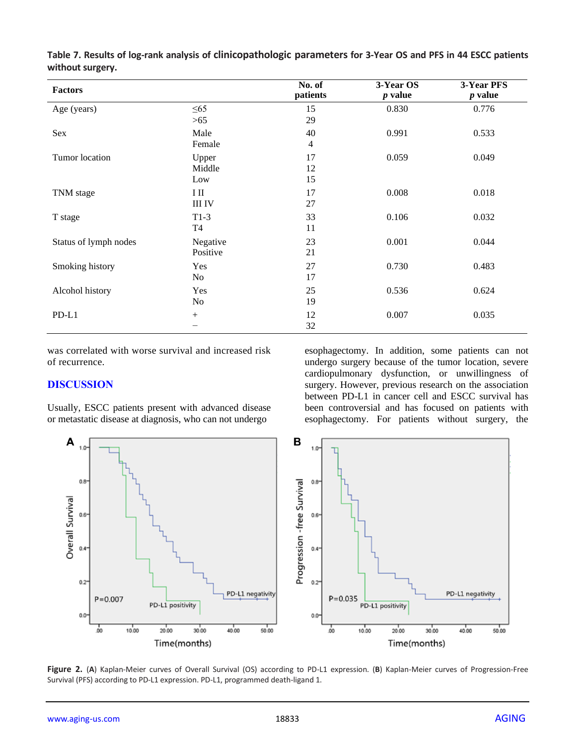**Table 7. Results of log-rank analysis of clinicopathologic parameters for 3-Year OS and PFS in 44 ESCC patients without surgery.**

| Factors | | No. of patients | 3-Year OS *p* value | 3-Year PFS *p* value |
|---|---|---|---|---|
| Age (years) | ≤65 | 15 | 0.830 | 0.776 |
| | >65 | 29 | | |
| Sex | Male | 40 | 0.991 | 0.533 |
| | Female | 4 | | |
| Tumor location | Upper | 17 | 0.059 | 0.049 |
| | Middle | 12 | | |
| | Low | 15 | | |
| TNM stage | I II | 17 | 0.008 | 0.018 |
| | III IV | 27 | | |
| T stage | T1-3 | 33 | 0.106 | 0.032 |
| | T4 | 11 | | |
| Status of lymph nodes | Negative | 23 | 0.001 | 0.044 |
| | Positive | 21 | | |
| Smoking history | Yes | 27 | 0.730 | 0.483 |
| | No | 17 | | |
| Alcohol history | Yes | 25 | 0.536 | 0.624 |
| | No | 19 | | |
| PD-L1 | + | 12 | 0.007 | 0.035 |
| | – | 32 | | |

was correlated with worse survival and increased risk of recurrence.

## DISCUSSION

Usually, ESCC patients present with advanced disease or metastatic disease at diagnosis, who can not undergo esophagectomy. In addition, some patients can not undergo surgery because of the tumor location, severe cardiopulmonary dysfunction, or unwillingness of surgery. However, previous research on the association between PD-L1 in cancer cell and ESCC survival has been controversial and has focused on patients with esophagectomy. For patients without surgery, the

**Figure 2.** (**A**) Kaplan-Meier curves of Overall Survival (OS) according to PD-L1 expression. (**B**) Kaplan-Meier curves of Progression-Free Survival (PFS) according to PD-L1 expression. PD-L1, programmed death-ligand 1.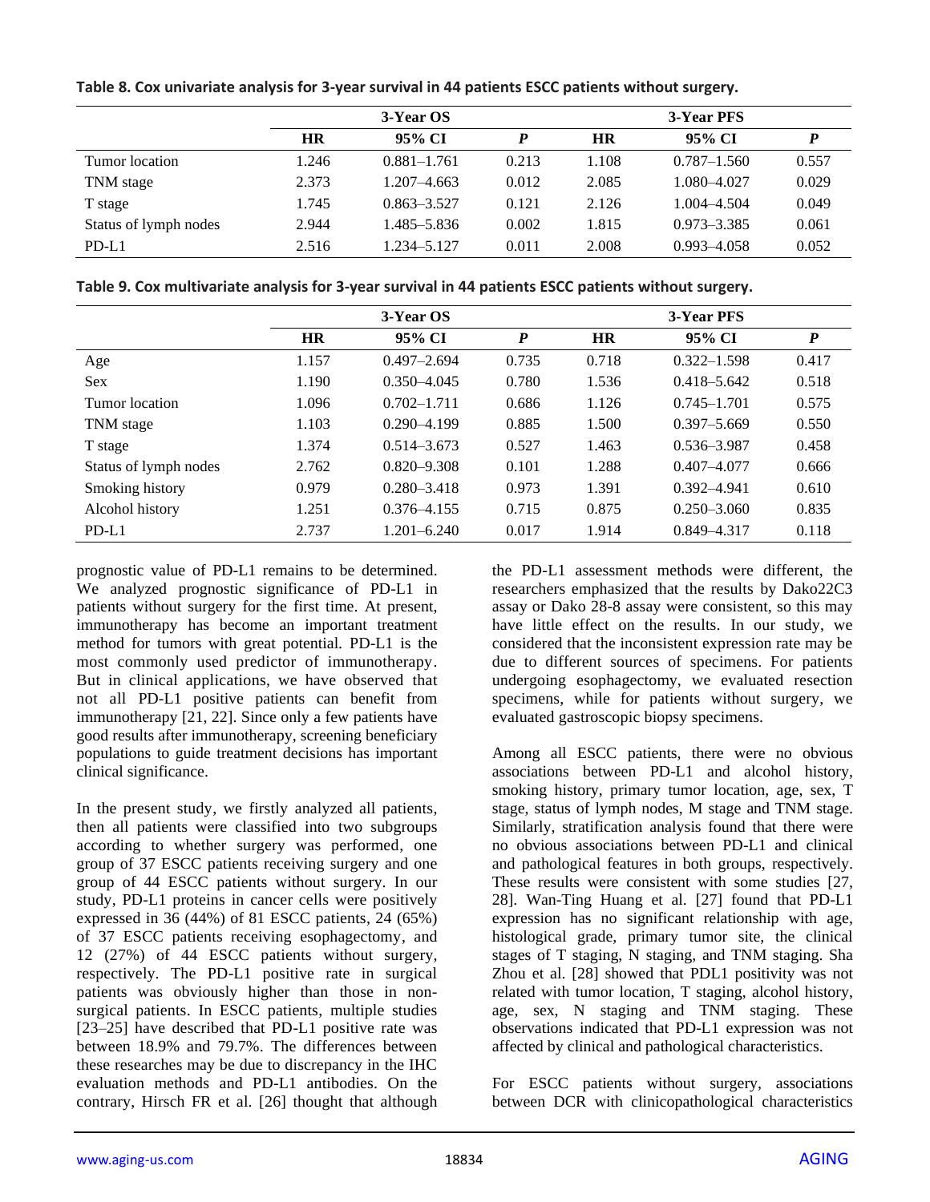**Table 8. Cox univariate analysis for 3-year survival in 44 patients ESCC patients without surgery.**

| | 3-Year OS | | | 3-Year PFS | | |
|---|---|---|---|---|---|---|
| | **HR** | **95% CI** | ***P*** | **HR** | **95% CI** | ***P*** |
| Tumor location | 1.246 | 0.881–1.761 | 0.213 | 1.108 | 0.787–1.560 | 0.557 |
| TNM stage | 2.373 | 1.207–4.663 | 0.012 | 2.085 | 1.080–4.027 | 0.029 |
| T stage | 1.745 | 0.863–3.527 | 0.121 | 2.126 | 1.004–4.504 | 0.049 |
| Status of lymph nodes | 2.944 | 1.485–5.836 | 0.002 | 1.815 | 0.973–3.385 | 0.061 |
| PD-L1 | 2.516 | 1.234–5.127 | 0.011 | 2.008 | 0.993–4.058 | 0.052 |

**Table 9. Cox multivariate analysis for 3-year survival in 44 patients ESCC patients without surgery.**

| | 3-Year OS | | | 3-Year PFS | | |
|---|---|---|---|---|---|---|
| | **HR** | **95% CI** | ***P*** | **HR** | **95% CI** | ***P*** |
| Age | 1.157 | 0.497–2.694 | 0.735 | 0.718 | 0.322–1.598 | 0.417 |
| Sex | 1.190 | 0.350–4.045 | 0.780 | 1.536 | 0.418–5.642 | 0.518 |
| Tumor location | 1.096 | 0.702–1.711 | 0.686 | 1.126 | 0.745–1.701 | 0.575 |
| TNM stage | 1.103 | 0.290–4.199 | 0.885 | 1.500 | 0.397–5.669 | 0.550 |
| T stage | 1.374 | 0.514–3.673 | 0.527 | 1.463 | 0.536–3.987 | 0.458 |
| Status of lymph nodes | 2.762 | 0.820–9.308 | 0.101 | 1.288 | 0.407–4.077 | 0.666 |
| Smoking history | 0.979 | 0.280–3.418 | 0.973 | 1.391 | 0.392–4.941 | 0.610 |
| Alcohol history | 1.251 | 0.376–4.155 | 0.715 | 0.875 | 0.250–3.060 | 0.835 |
| PD-L1 | 2.737 | 1.201–6.240 | 0.017 | 1.914 | 0.849–4.317 | 0.118 |

prognostic value of PD-L1 remains to be determined. We analyzed prognostic significance of PD-L1 in patients without surgery for the first time. At present, immunotherapy has become an important treatment method for tumors with great potential. PD-L1 is the most commonly used predictor of immunotherapy. But in clinical applications, we have observed that not all PD-L1 positive patients can benefit from immunotherapy [21, 22]. Since only a few patients have good results after immunotherapy, screening beneficiary populations to guide treatment decisions has important clinical significance.

In the present study, we firstly analyzed all patients, then all patients were classified into two subgroups according to whether surgery was performed, one group of 37 ESCC patients receiving surgery and one group of 44 ESCC patients without surgery. In our study, PD-L1 proteins in cancer cells were positively expressed in 36 (44%) of 81 ESCC patients, 24 (65%) of 37 ESCC patients receiving esophagectomy, and 12 (27%) of 44 ESCC patients without surgery, respectively. The PD-L1 positive rate in surgical patients was obviously higher than those in non-surgical patients. In ESCC patients, multiple studies [23–25] have described that PD-L1 positive rate was between 18.9% and 79.7%. The differences between these researches may be due to discrepancy in the IHC evaluation methods and PD-L1 antibodies. On the contrary, Hirsch FR et al. [26] thought that although the PD-L1 assessment methods were different, the researchers emphasized that the results by Dako22C3 assay or Dako 28-8 assay were consistent, so this may have little effect on the results. In our study, we considered that the inconsistent expression rate may be due to different sources of specimens. For patients undergoing esophagectomy, we evaluated resection specimens, while for patients without surgery, we evaluated gastroscopic biopsy specimens.

Among all ESCC patients, there were no obvious associations between PD-L1 and alcohol history, smoking history, primary tumor location, age, sex, T stage, status of lymph nodes, M stage and TNM stage. Similarly, stratification analysis found that there were no obvious associations between PD-L1 and clinical and pathological features in both groups, respectively. These results were consistent with some studies [27, 28]. Wan-Ting Huang et al. [27] found that PD-L1 expression has no significant relationship with age, histological grade, primary tumor site, the clinical stages of T staging, N staging, and TNM staging. Sha Zhou et al. [28] showed that PDL1 positivity was not related with tumor location, T staging, alcohol history, age, sex, N staging and TNM staging. These observations indicated that PD-L1 expression was not affected by clinical and pathological characteristics.

For ESCC patients without surgery, associations between DCR with clinicopathological characteristics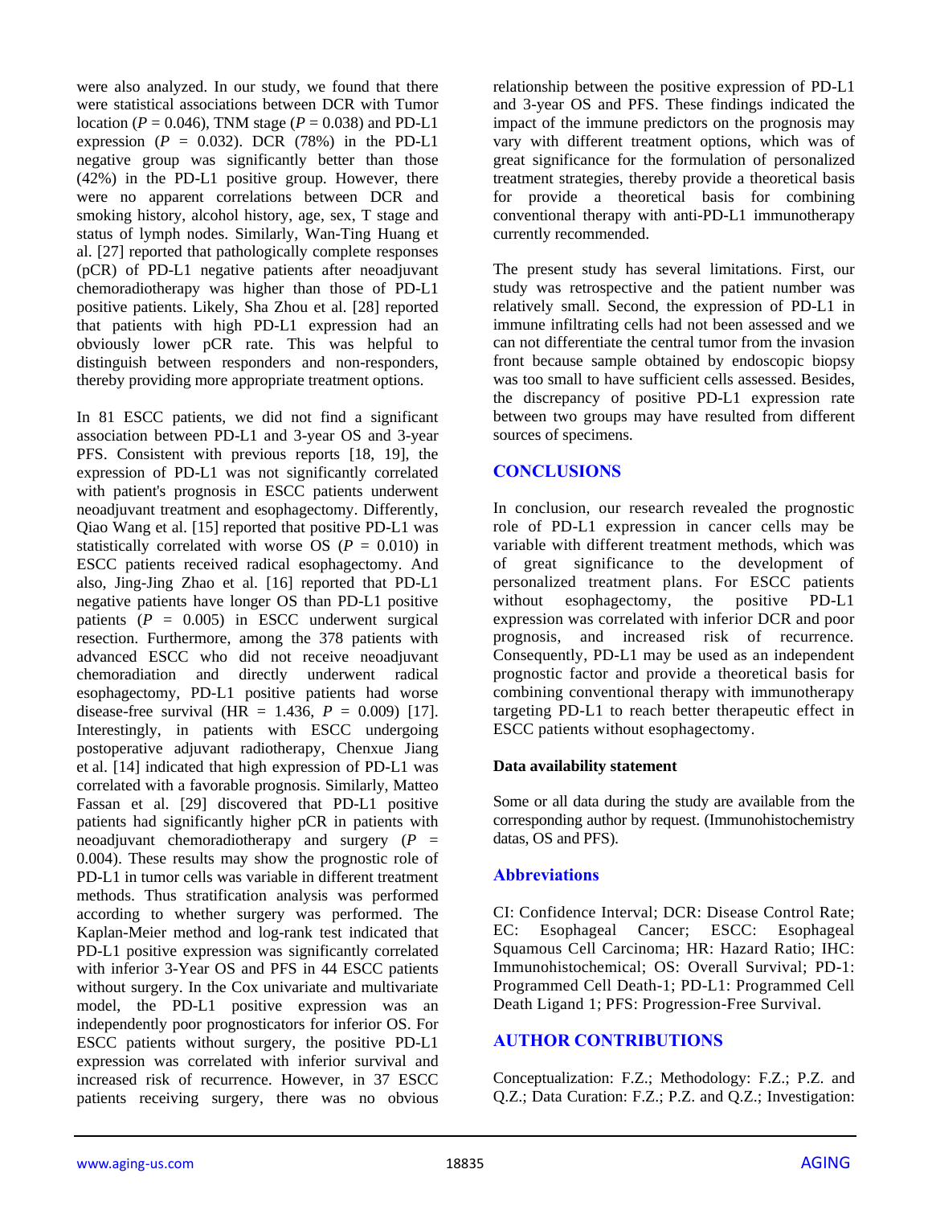were also analyzed. In our study, we found that there were statistical associations between DCR with Tumor location ($P$ = 0.046), TNM stage ($P$ = 0.038) and PD-L1 expression ($P$ = 0.032). DCR (78%) in the PD-L1 negative group was significantly better than those (42%) in the PD-L1 positive group. However, there were no apparent correlations between DCR and smoking history, alcohol history, age, sex, T stage and status of lymph nodes. Similarly, Wan-Ting Huang et al. [27] reported that pathologically complete responses (pCR) of PD-L1 negative patients after neoadjuvant chemoradiotherapy was higher than those of PD-L1 positive patients. Likely, Sha Zhou et al. [28] reported that patients with high PD-L1 expression had an obviously lower pCR rate. This was helpful to distinguish between responders and non-responders, thereby providing more appropriate treatment options.

In 81 ESCC patients, we did not find a significant association between PD-L1 and 3-year OS and 3-year PFS. Consistent with previous reports [18, 19], the expression of PD-L1 was not significantly correlated with patient's prognosis in ESCC patients underwent neoadjuvant treatment and esophagectomy. Differently, Qiao Wang et al. [15] reported that positive PD-L1 was statistically correlated with worse OS ($P$ = 0.010) in ESCC patients received radical esophagectomy. And also, Jing-Jing Zhao et al. [16] reported that PD-L1 negative patients have longer OS than PD-L1 positive patients ($P$ = 0.005) in ESCC underwent surgical resection. Furthermore, among the 378 patients with advanced ESCC who did not receive neoadjuvant chemoradiation and directly underwent radical esophagectomy, PD-L1 positive patients had worse disease-free survival (HR = 1.436, $P$ = 0.009) [17]. Interestingly, in patients with ESCC undergoing postoperative adjuvant radiotherapy, Chenxue Jiang et al. [14] indicated that high expression of PD-L1 was correlated with a favorable prognosis. Similarly, Matteo Fassan et al. [29] discovered that PD-L1 positive patients had significantly higher pCR in patients with neoadjuvant chemoradiotherapy and surgery ($P$ = 0.004). These results may show the prognostic role of PD-L1 in tumor cells was variable in different treatment methods. Thus stratification analysis was performed according to whether surgery was performed. The Kaplan-Meier method and log-rank test indicated that PD-L1 positive expression was significantly correlated with inferior 3-Year OS and PFS in 44 ESCC patients without surgery. In the Cox univariate and multivariate model, the PD-L1 positive expression was an independently poor prognosticators for inferior OS. For ESCC patients without surgery, the positive PD-L1 expression was correlated with inferior survival and increased risk of recurrence. However, in 37 ESCC patients receiving surgery, there was no obvious relationship between the positive expression of PD-L1 and 3-year OS and PFS. These findings indicated the impact of the immune predictors on the prognosis may vary with different treatment options, which was of great significance for the formulation of personalized treatment strategies, thereby provide a theoretical basis for provide a theoretical basis for combining conventional therapy with anti-PD-L1 immunotherapy currently recommended.

The present study has several limitations. First, our study was retrospective and the patient number was relatively small. Second, the expression of PD-L1 in immune infiltrating cells had not been assessed and we can not differentiate the central tumor from the invasion front because sample obtained by endoscopic biopsy was too small to have sufficient cells assessed. Besides, the discrepancy of positive PD-L1 expression rate between two groups may have resulted from different sources of specimens.

## CONCLUSIONS

In conclusion, our research revealed the prognostic role of PD-L1 expression in cancer cells may be variable with different treatment methods, which was of great significance to the development of personalized treatment plans. For ESCC patients without esophagectomy, the positive PD-L1 expression was correlated with inferior DCR and poor prognosis, and increased risk of recurrence. Consequently, PD-L1 may be used as an independent prognostic factor and provide a theoretical basis for combining conventional therapy with immunotherapy targeting PD-L1 to reach better therapeutic effect in ESCC patients without esophagectomy.

### Data availability statement

Some or all data during the study are available from the corresponding author by request. (Immunohistochemistry datas, OS and PFS).

## Abbreviations

CI: Confidence Interval; DCR: Disease Control Rate; EC: Esophageal Cancer; ESCC: Esophageal Squamous Cell Carcinoma; HR: Hazard Ratio; IHC: Immunohistochemical; OS: Overall Survival; PD-1: Programmed Cell Death-1; PD-L1: Programmed Cell Death Ligand 1; PFS: Progression-Free Survival.

## AUTHOR CONTRIBUTIONS

Conceptualization: F.Z.; Methodology: F.Z.; P.Z. and Q.Z.; Data Curation: F.Z.; P.Z. and Q.Z.; Investigation: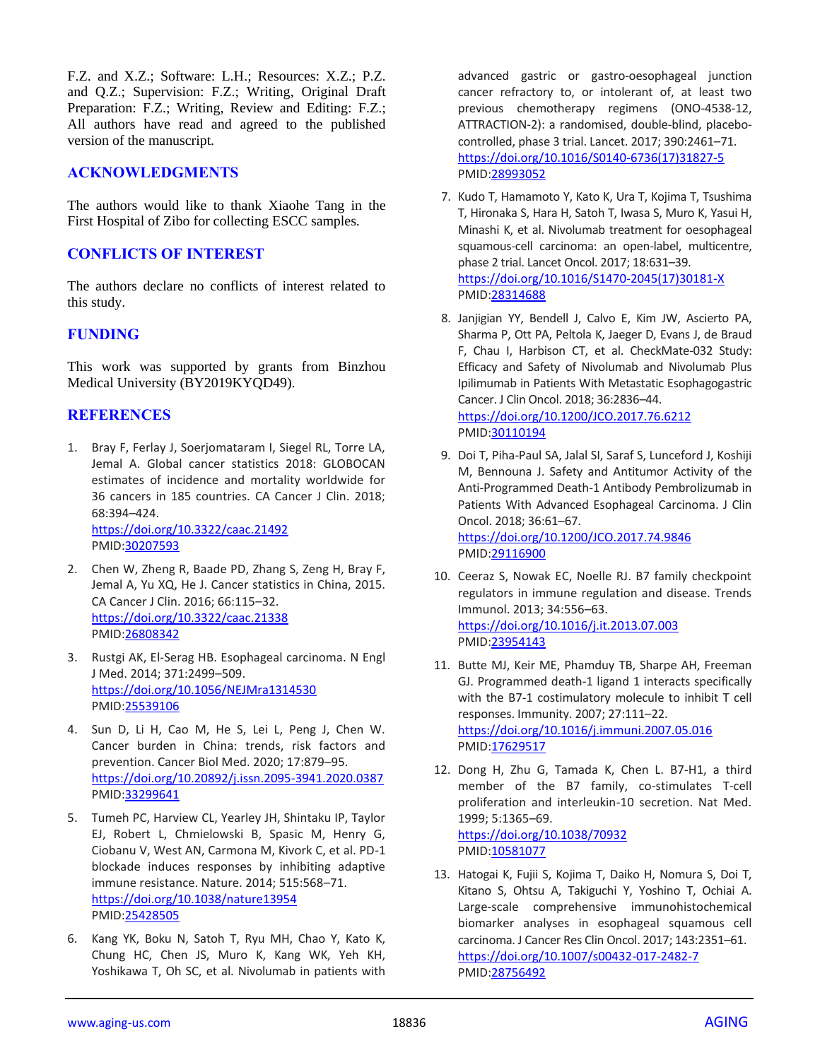F.Z. and X.Z.; Software: L.H.; Resources: X.Z.; P.Z. and Q.Z.; Supervision: F.Z.; Writing, Original Draft Preparation: F.Z.; Writing, Review and Editing: F.Z.; All authors have read and agreed to the published version of the manuscript.

## ACKNOWLEDGMENTS

The authors would like to thank Xiaohe Tang in the First Hospital of Zibo for collecting ESCC samples.

## CONFLICTS OF INTEREST

The authors declare no conflicts of interest related to this study.

## FUNDING

This work was supported by grants from Binzhou Medical University (BY2019KYQD49).

## REFERENCES

1. Bray F, Ferlay J, Soerjomataram I, Siegel RL, Torre LA, Jemal A. Global cancer statistics 2018: GLOBOCAN estimates of incidence and mortality worldwide for 36 cancers in 185 countries. CA Cancer J Clin. 2018; 68:394–424. https://doi.org/10.3322/caac.21492 PMID:30207593

2. Chen W, Zheng R, Baade PD, Zhang S, Zeng H, Bray F, Jemal A, Yu XQ, He J. Cancer statistics in China, 2015. CA Cancer J Clin. 2016; 66:115–32. https://doi.org/10.3322/caac.21338 PMID:26808342

3. Rustgi AK, El-Serag HB. Esophageal carcinoma. N Engl J Med. 2014; 371:2499–509. https://doi.org/10.1056/NEJMra1314530 PMID:25539106

4. Sun D, Li H, Cao M, He S, Lei L, Peng J, Chen W. Cancer burden in China: trends, risk factors and prevention. Cancer Biol Med. 2020; 17:879–95. https://doi.org/10.20892/j.issn.2095-3941.2020.0387 PMID:33299641

5. Tumeh PC, Harview CL, Yearley JH, Shintaku IP, Taylor EJ, Robert L, Chmielowski B, Spasic M, Henry G, Ciobanu V, West AN, Carmona M, Kivork C, et al. PD-1 blockade induces responses by inhibiting adaptive immune resistance. Nature. 2014; 515:568–71. https://doi.org/10.1038/nature13954 PMID:25428505

6. Kang YK, Boku N, Satoh T, Ryu MH, Chao Y, Kato K, Chung HC, Chen JS, Muro K, Kang WK, Yeh KH, Yoshikawa T, Oh SC, et al. Nivolumab in patients with advanced gastric or gastro-oesophageal junction cancer refractory to, or intolerant of, at least two previous chemotherapy regimens (ONO-4538-12, ATTRACTION-2): a randomised, double-blind, placebo-controlled, phase 3 trial. Lancet. 2017; 390:2461–71. https://doi.org/10.1016/S0140-6736(17)31827-5 PMID:28993052

7. Kudo T, Hamamoto Y, Kato K, Ura T, Kojima T, Tsushima T, Hironaka S, Hara H, Satoh T, Iwasa S, Muro K, Yasui H, Minashi K, et al. Nivolumab treatment for oesophageal squamous-cell carcinoma: an open-label, multicentre, phase 2 trial. Lancet Oncol. 2017; 18:631–39. https://doi.org/10.1016/S1470-2045(17)30181-X PMID:28314688

8. Janjigian YY, Bendell J, Calvo E, Kim JW, Ascierto PA, Sharma P, Ott PA, Peltola K, Jaeger D, Evans J, de Braud F, Chau I, Harbison CT, et al. CheckMate-032 Study: Efficacy and Safety of Nivolumab and Nivolumab Plus Ipilimumab in Patients With Metastatic Esophagogastric Cancer. J Clin Oncol. 2018; 36:2836–44. https://doi.org/10.1200/JCO.2017.76.6212 PMID:30110194

9. Doi T, Piha-Paul SA, Jalal SI, Saraf S, Lunceford J, Koshiji M, Bennouna J. Safety and Antitumor Activity of the Anti-Programmed Death-1 Antibody Pembrolizumab in Patients With Advanced Esophageal Carcinoma. J Clin Oncol. 2018; 36:61–67. https://doi.org/10.1200/JCO.2017.74.9846 PMID:29116900

10. Ceeraz S, Nowak EC, Noelle RJ. B7 family checkpoint regulators in immune regulation and disease. Trends Immunol. 2013; 34:556–63. https://doi.org/10.1016/j.it.2013.07.003 PMID:23954143

11. Butte MJ, Keir ME, Phamduy TB, Sharpe AH, Freeman GJ. Programmed death-1 ligand 1 interacts specifically with the B7-1 costimulatory molecule to inhibit T cell responses. Immunity. 2007; 27:111–22. https://doi.org/10.1016/j.immuni.2007.05.016 PMID:17629517

12. Dong H, Zhu G, Tamada K, Chen L. B7-H1, a third member of the B7 family, co-stimulates T-cell proliferation and interleukin-10 secretion. Nat Med. 1999; 5:1365–69. https://doi.org/10.1038/70932 PMID:10581077

13. Hatogai K, Fujii S, Kojima T, Daiko H, Nomura S, Doi T, Kitano S, Ohtsu A, Takiguchi Y, Yoshino T, Ochiai A. Large-scale comprehensive immunohistochemical biomarker analyses in esophageal squamous cell carcinoma. J Cancer Res Clin Oncol. 2017; 143:2351–61. https://doi.org/10.1007/s00432-017-2482-7 PMID:28756492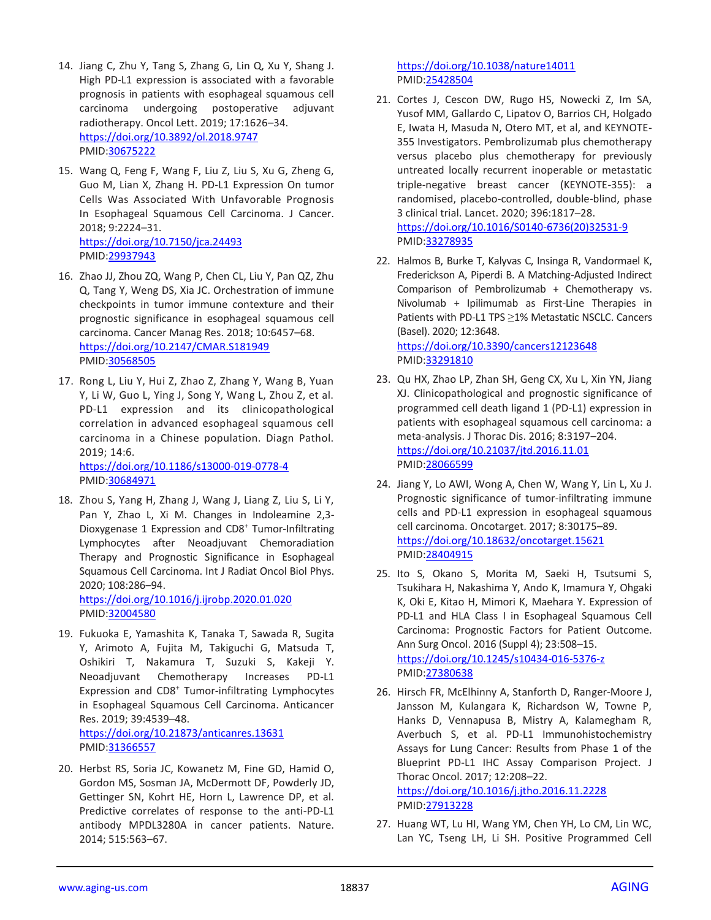14. Jiang C, Zhu Y, Tang S, Zhang G, Lin Q, Xu Y, Shang J. High PD-L1 expression is associated with a favorable prognosis in patients with esophageal squamous cell carcinoma undergoing postoperative adjuvant radiotherapy. Oncol Lett. 2019; 17:1626–34. https://doi.org/10.3892/ol.2018.9747 PMID:30675222

15. Wang Q, Feng F, Wang F, Liu Z, Liu S, Xu G, Zheng G, Guo M, Lian X, Zhang H. PD-L1 Expression On tumor Cells Was Associated With Unfavorable Prognosis In Esophageal Squamous Cell Carcinoma. J Cancer. 2018; 9:2224–31. https://doi.org/10.7150/jca.24493 PMID:29937943

16. Zhao JJ, Zhou ZQ, Wang P, Chen CL, Liu Y, Pan QZ, Zhu Q, Tang Y, Weng DS, Xia JC. Orchestration of immune checkpoints in tumor immune contexture and their prognostic significance in esophageal squamous cell carcinoma. Cancer Manag Res. 2018; 10:6457–68. https://doi.org/10.2147/CMAR.S181949 PMID:30568505

17. Rong L, Liu Y, Hui Z, Zhao Z, Zhang Y, Wang B, Yuan Y, Li W, Guo L, Ying J, Song Y, Wang L, Zhou Z, et al. PD-L1 expression and its clinicopathological correlation in advanced esophageal squamous cell carcinoma in a Chinese population. Diagn Pathol. 2019; 14:6. https://doi.org/10.1186/s13000-019-0778-4 PMID:30684971

18. Zhou S, Yang H, Zhang J, Wang J, Liang Z, Liu S, Li Y, Pan Y, Zhao L, Xi M. Changes in Indoleamine 2,3-Dioxygenase 1 Expression and CD8+ Tumor-Infiltrating Lymphocytes after Neoadjuvant Chemoradiation Therapy and Prognostic Significance in Esophageal Squamous Cell Carcinoma. Int J Radiat Oncol Biol Phys. 2020; 108:286–94. https://doi.org/10.1016/j.ijrobp.2020.01.020 PMID:32004580

19. Fukuoka E, Yamashita K, Tanaka T, Sawada R, Sugita Y, Arimoto A, Fujita M, Takiguchi G, Matsuda T, Oshikiri T, Nakamura T, Suzuki S, Kakeji Y. Neoadjuvant Chemotherapy Increases PD-L1 Expression and CD8+ Tumor-infiltrating Lymphocytes in Esophageal Squamous Cell Carcinoma. Anticancer Res. 2019; 39:4539–48. https://doi.org/10.21873/anticanres.13631 PMID:31366557

20. Herbst RS, Soria JC, Kowanetz M, Fine GD, Hamid O, Gordon MS, Sosman JA, McDermott DF, Powderly JD, Gettinger SN, Kohrt HE, Horn L, Lawrence DP, et al. Predictive correlates of response to the anti-PD-L1 antibody MPDL3280A in cancer patients. Nature. 2014; 515:563–67. https://doi.org/10.1038/nature14011 PMID:25428504

21. Cortes J, Cescon DW, Rugo HS, Nowecki Z, Im SA, Yusof MM, Gallardo C, Lipatov O, Barrios CH, Holgado E, Iwata H, Masuda N, Otero MT, et al, and KEYNOTE-355 Investigators. Pembrolizumab plus chemotherapy versus placebo plus chemotherapy for previously untreated locally recurrent inoperable or metastatic triple-negative breast cancer (KEYNOTE-355): a randomised, placebo-controlled, double-blind, phase 3 clinical trial. Lancet. 2020; 396:1817–28. https://doi.org/10.1016/S0140-6736(20)32531-9 PMID:33278935

22. Halmos B, Burke T, Kalyvas C, Insinga R, Vandormael K, Frederickson A, Piperdi B. A Matching-Adjusted Indirect Comparison of Pembrolizumab + Chemotherapy vs. Nivolumab + Ipilimumab as First-Line Therapies in Patients with PD-L1 TPS ≥1% Metastatic NSCLC. Cancers (Basel). 2020; 12:3648. https://doi.org/10.3390/cancers12123648 PMID:33291810

23. Qu HX, Zhao LP, Zhan SH, Geng CX, Xu L, Xin YN, Jiang XJ. Clinicopathological and prognostic significance of programmed cell death ligand 1 (PD-L1) expression in patients with esophageal squamous cell carcinoma: a meta-analysis. J Thorac Dis. 2016; 8:3197–204. https://doi.org/10.21037/jtd.2016.11.01 PMID:28066599

24. Jiang Y, Lo AWI, Wong A, Chen W, Wang Y, Lin L, Xu J. Prognostic significance of tumor-infiltrating immune cells and PD-L1 expression in esophageal squamous cell carcinoma. Oncotarget. 2017; 8:30175–89. https://doi.org/10.18632/oncotarget.15621 PMID:28404915

25. Ito S, Okano S, Morita M, Saeki H, Tsutsumi S, Tsukihara H, Nakashima Y, Ando K, Imamura Y, Ohgaki K, Oki E, Kitao H, Mimori K, Maehara Y. Expression of PD-L1 and HLA Class I in Esophageal Squamous Cell Carcinoma: Prognostic Factors for Patient Outcome. Ann Surg Oncol. 2016 (Suppl 4); 23:508–15. https://doi.org/10.1245/s10434-016-5376-z PMID:27380638

26. Hirsch FR, McElhinny A, Stanforth D, Ranger-Moore J, Jansson M, Kulangara K, Richardson W, Towne P, Hanks D, Vennapusa B, Mistry A, Kalamegham R, Averbuch S, et al. PD-L1 Immunohistochemistry Assays for Lung Cancer: Results from Phase 1 of the Blueprint PD-L1 IHC Assay Comparison Project. J Thorac Oncol. 2017; 12:208–22. https://doi.org/10.1016/j.jtho.2016.11.2228 PMID:27913228

27. Huang WT, Lu HI, Wang YM, Chen YH, Lo CM, Lin WC, Lan YC, Tseng LH, Li SH. Positive Programmed Cell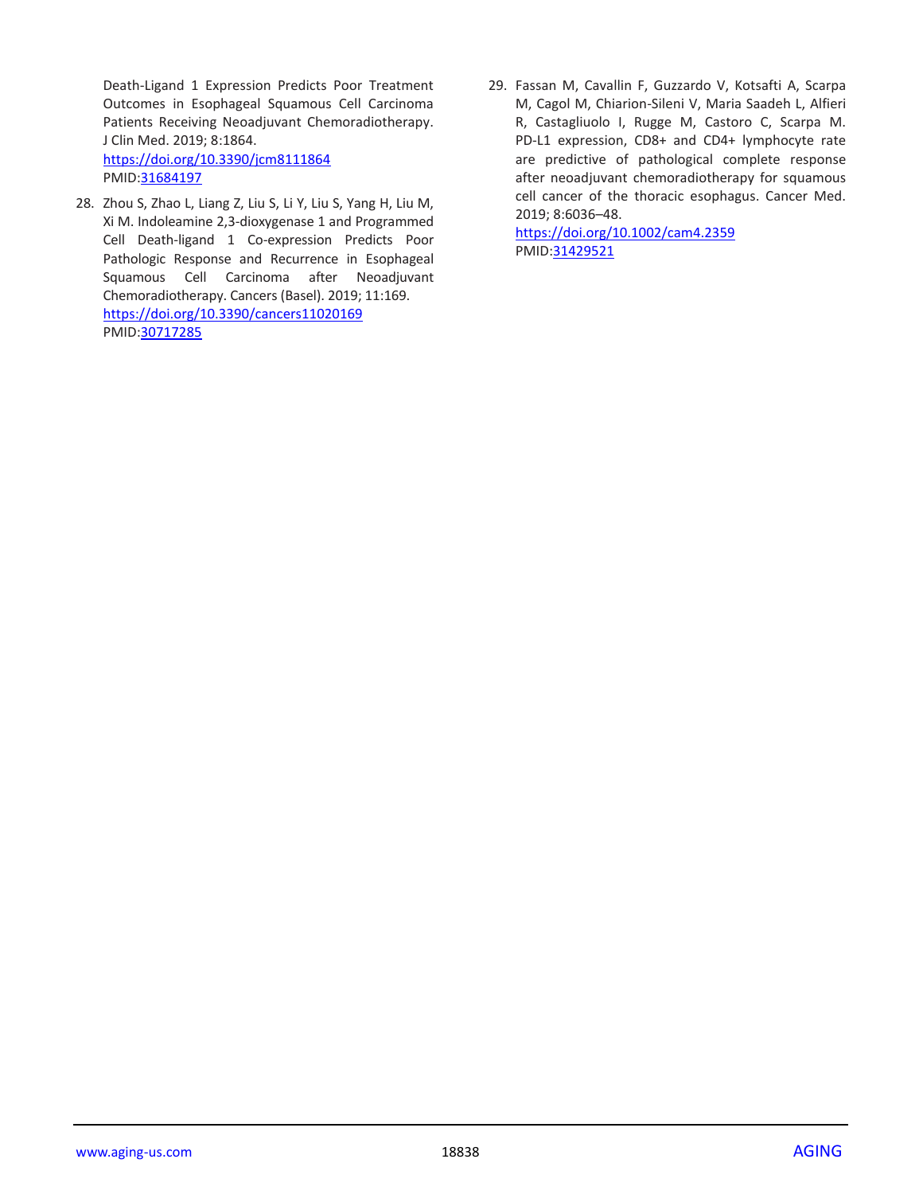Death-Ligand 1 Expression Predicts Poor Treatment Outcomes in Esophageal Squamous Cell Carcinoma Patients Receiving Neoadjuvant Chemoradiotherapy. J Clin Med. 2019; 8:1864.
https://doi.org/10.3390/jcm8111864
PMID:31684197

28. Zhou S, Zhao L, Liang Z, Liu S, Li Y, Liu S, Yang H, Liu M, Xi M. Indoleamine 2,3-dioxygenase 1 and Programmed Cell Death-ligand 1 Co-expression Predicts Poor Pathologic Response and Recurrence in Esophageal Squamous Cell Carcinoma after Neoadjuvant Chemoradiotherapy. Cancers (Basel). 2019; 11:169.
https://doi.org/10.3390/cancers11020169
PMID:30717285

29. Fassan M, Cavallin F, Guzzardo V, Kotsafti A, Scarpa M, Cagol M, Chiarion-Sileni V, Maria Saadeh L, Alfieri R, Castagliuolo I, Rugge M, Castoro C, Scarpa M. PD-L1 expression, CD8+ and CD4+ lymphocyte rate are predictive of pathological complete response after neoadjuvant chemoradiotherapy for squamous cell cancer of the thoracic esophagus. Cancer Med. 2019; 8:6036–48.
https://doi.org/10.1002/cam4.2359
PMID:31429521